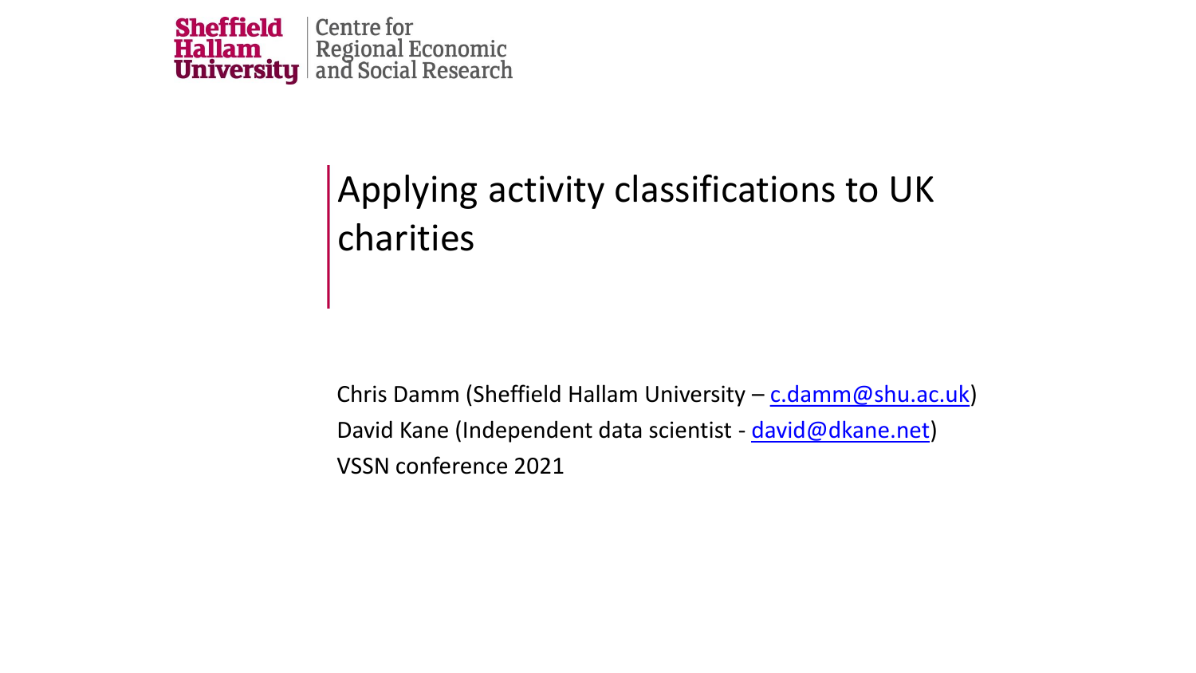Sheffield Hallam University | Centre for Regional Economic and Social Research

# Applying activity classifications to UK charities

Chris Damm (Sheffield Hallam University – c.damm@shu.ac.uk)

David Kane (Independent data scientist - david@dkane.net)

VSSN conference 2021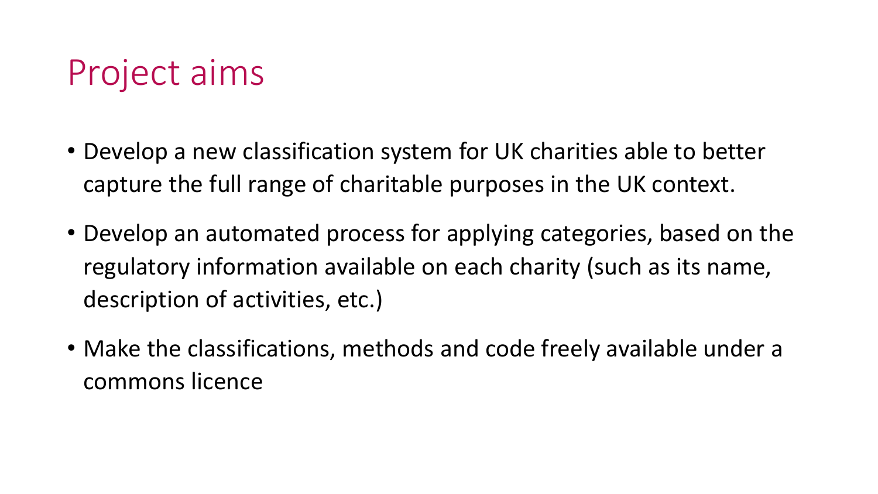# Project aims

- Develop a new classification system for UK charities able to better capture the full range of charitable purposes in the UK context.
- Develop an automated process for applying categories, based on the regulatory information available on each charity (such as its name, description of activities, etc.)
- Make the classifications, methods and code freely available under a commons licence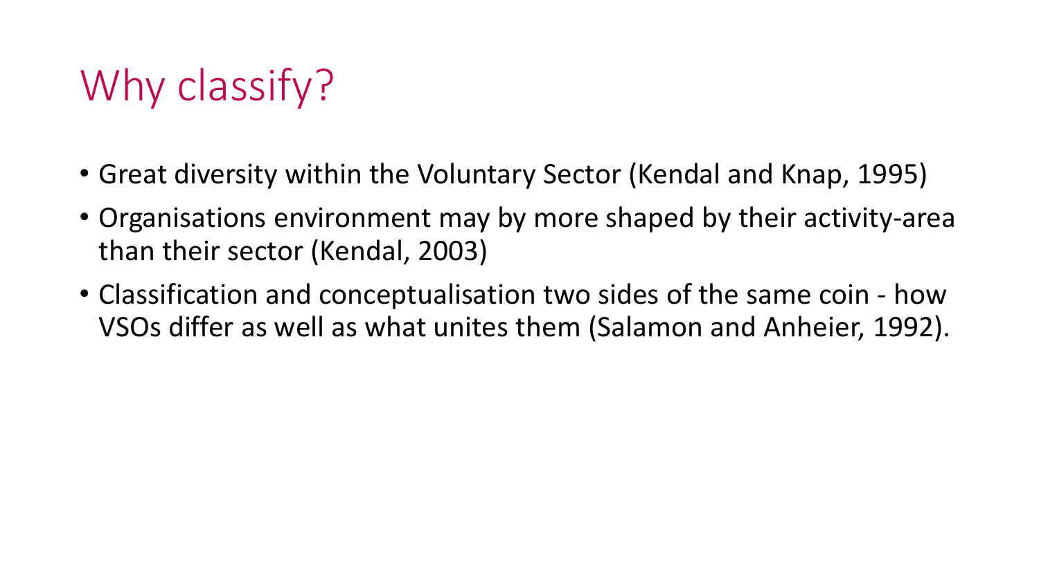# Why classify?

- Great diversity within the Voluntary Sector (Kendal and Knap, 1995)
- Organisations environment may by more shaped by their activity-area than their sector (Kendal, 2003)
- Classification and conceptualisation two sides of the same coin - how VSOs differ as well as what unites them (Salamon and Anheier, 1992).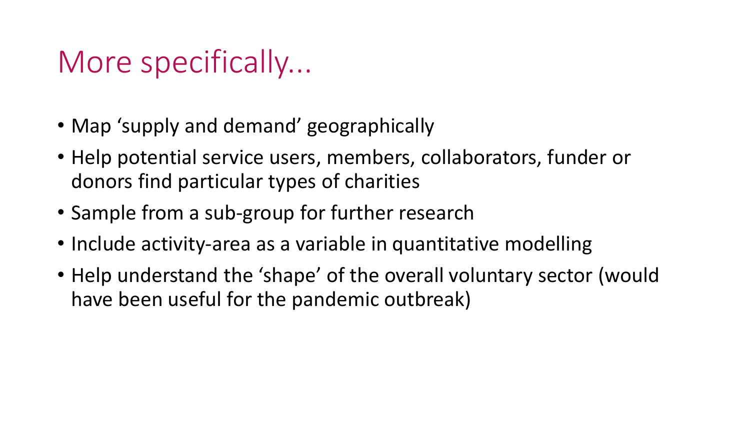# More specifically...

- Map 'supply and demand' geographically
- Help potential service users, members, collaborators, funder or donors find particular types of charities
- Sample from a sub-group for further research
- Include activity-area as a variable in quantitative modelling
- Help understand the 'shape' of the overall voluntary sector (would have been useful for the pandemic outbreak)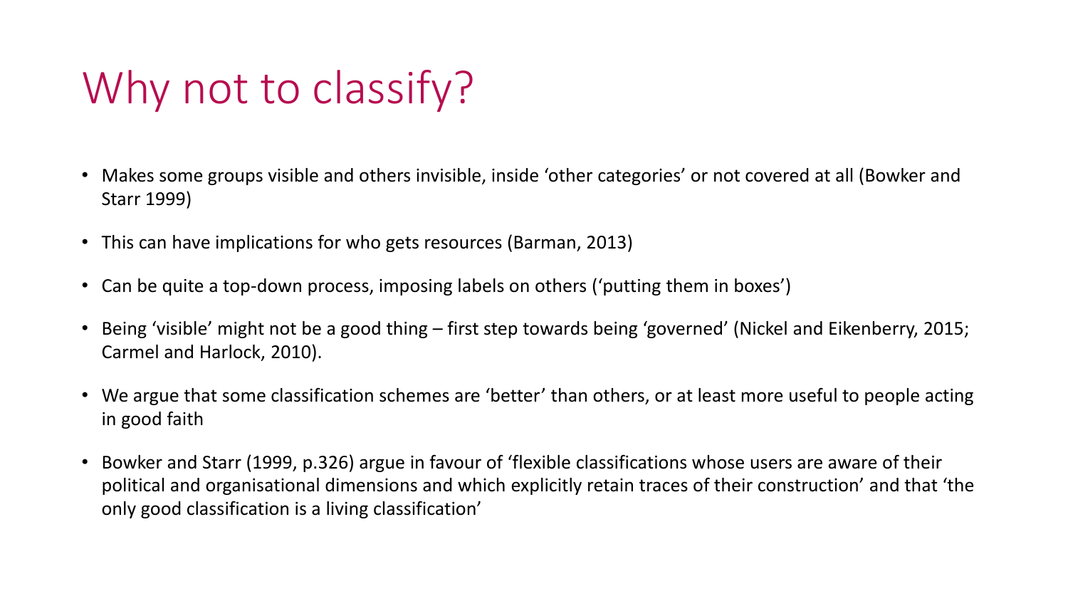# Why not to classify?

- Makes some groups visible and others invisible, inside 'other categories' or not covered at all (Bowker and Starr 1999)
- This can have implications for who gets resources (Barman, 2013)
- Can be quite a top-down process, imposing labels on others ('putting them in boxes')
- Being 'visible' might not be a good thing – first step towards being 'governed' (Nickel and Eikenberry, 2015; Carmel and Harlock, 2010).
- We argue that some classification schemes are 'better' than others, or at least more useful to people acting in good faith
- Bowker and Starr (1999, p.326) argue in favour of 'flexible classifications whose users are aware of their political and organisational dimensions and which explicitly retain traces of their construction' and that 'the only good classification is a living classification'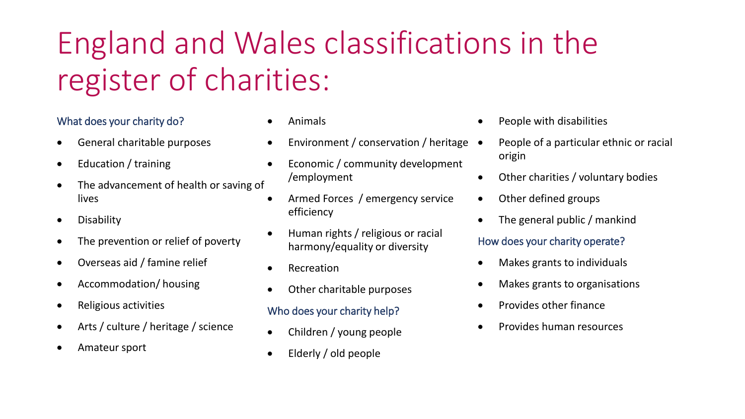# England and Wales classifications in the register of charities:

### What does your charity do?

- General charitable purposes
- Education / training
- The advancement of health or saving of lives
- Disability
- The prevention or relief of poverty
- Overseas aid / famine relief
- Accommodation/ housing
- Religious activities
- Arts / culture / heritage / science
- Amateur sport
- Animals
- Environment / conservation / heritage
- Economic / community development /employment
- Armed Forces / emergency service efficiency
- Human rights / religious or racial harmony/equality or diversity
- Recreation
- Other charitable purposes

### Who does your charity help?

- Children / young people
- Elderly / old people
- People with disabilities
- People of a particular ethnic or racial origin
- Other charities / voluntary bodies
- Other defined groups
- The general public / mankind

### How does your charity operate?

- Makes grants to individuals
- Makes grants to organisations
- Provides other finance
- Provides human resources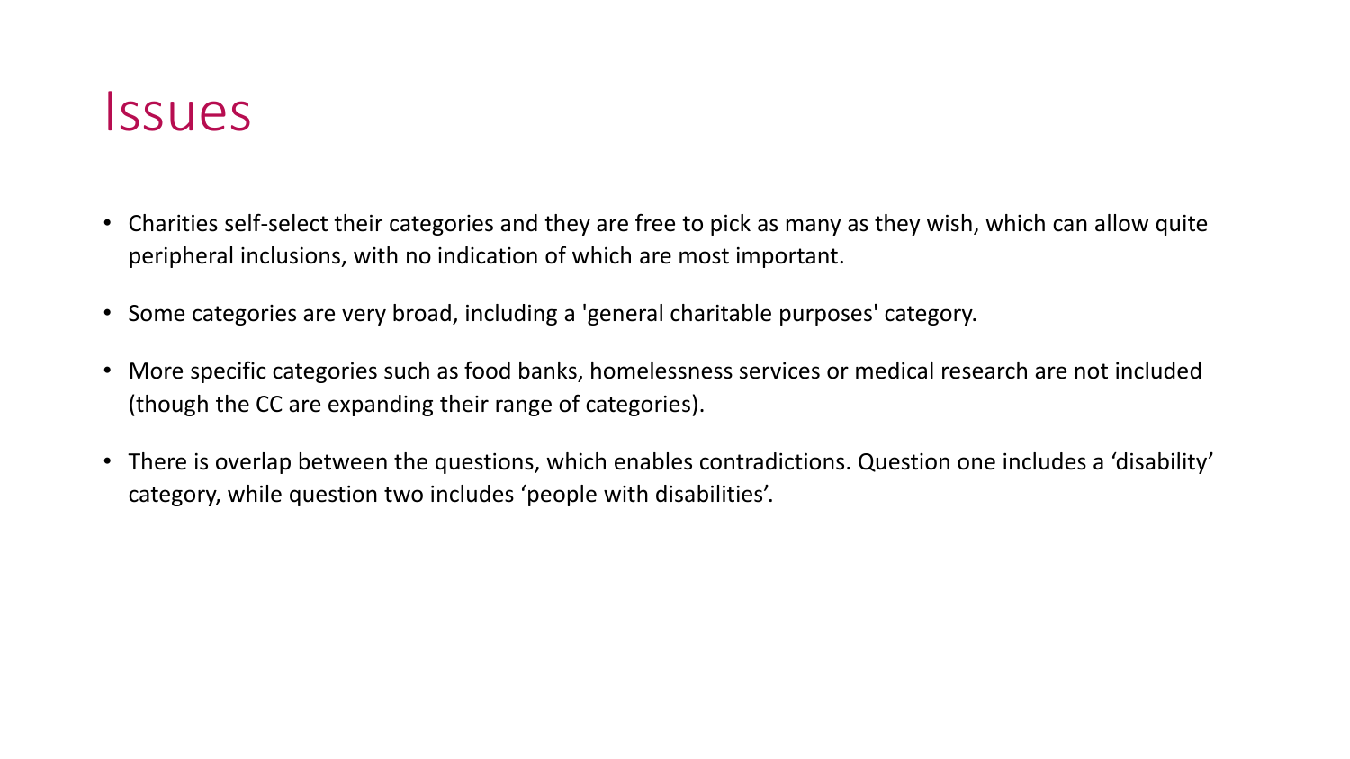# Issues

- Charities self-select their categories and they are free to pick as many as they wish, which can allow quite peripheral inclusions, with no indication of which are most important.
- Some categories are very broad, including a 'general charitable purposes' category.
- More specific categories such as food banks, homelessness services or medical research are not included (though the CC are expanding their range of categories).
- There is overlap between the questions, which enables contradictions. Question one includes a 'disability' category, while question two includes 'people with disabilities'.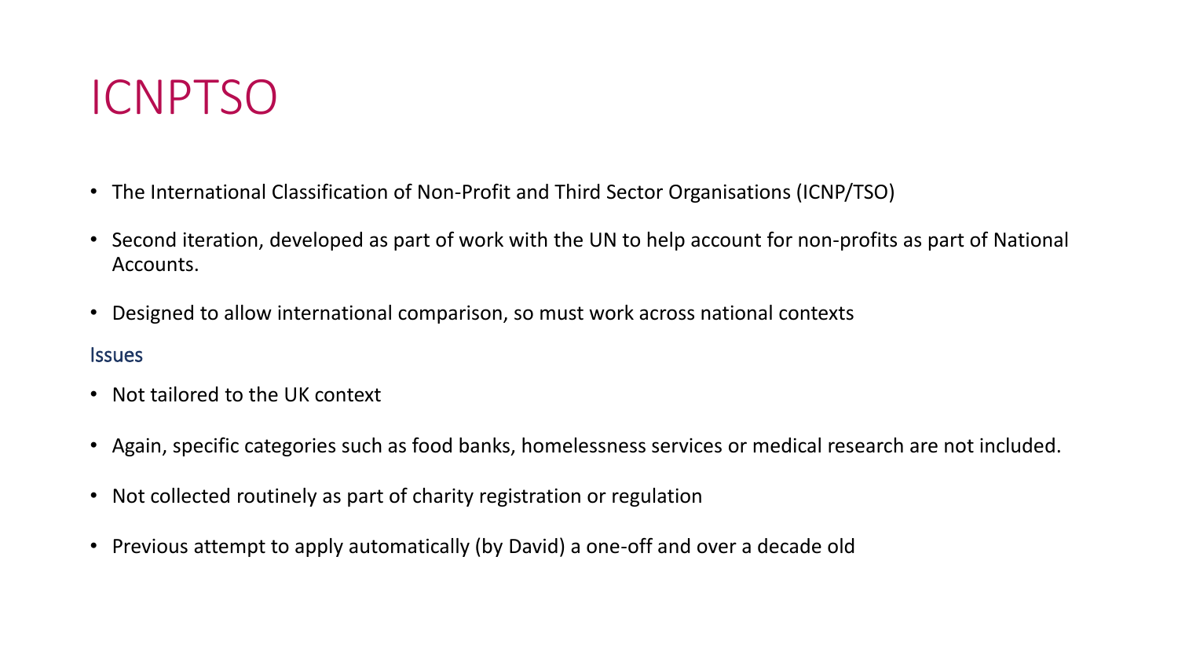# ICNPTSO

- The International Classification of Non-Profit and Third Sector Organisations (ICNP/TSO)
- Second iteration, developed as part of work with the UN to help account for non-profits as part of National Accounts.
- Designed to allow international comparison, so must work across national contexts

## Issues

- Not tailored to the UK context
- Again, specific categories such as food banks, homelessness services or medical research are not included.
- Not collected routinely as part of charity registration or regulation
- Previous attempt to apply automatically (by David) a one-off and over a decade old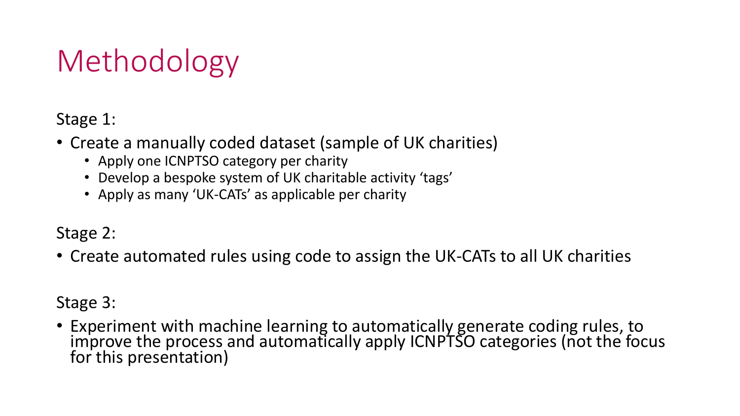# Methodology

Stage 1:

- Create a manually coded dataset (sample of UK charities)
  - Apply one ICNPTSO category per charity
  - Develop a bespoke system of UK charitable activity 'tags'
  - Apply as many 'UK-CATs' as applicable per charity

Stage 2:

- Create automated rules using code to assign the UK-CATs to all UK charities

Stage 3:

- Experiment with machine learning to automatically generate coding rules, to improve the process and automatically apply ICNPTSO categories (not the focus for this presentation)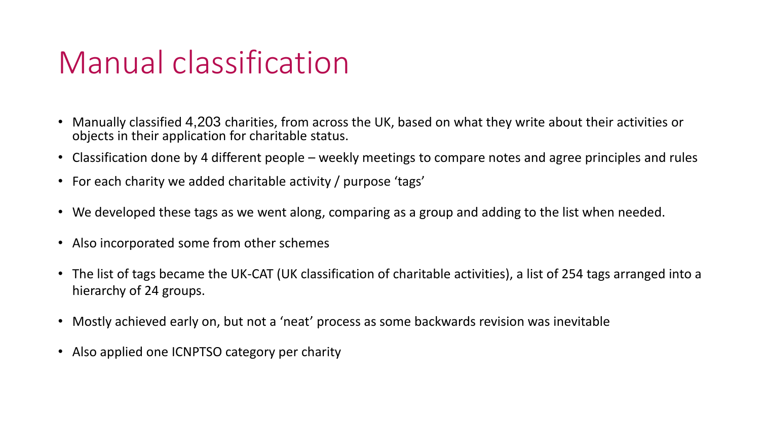# Manual classification

- Manually classified 4,203 charities, from across the UK, based on what they write about their activities or objects in their application for charitable status.
- Classification done by 4 different people – weekly meetings to compare notes and agree principles and rules
- For each charity we added charitable activity / purpose 'tags'
- We developed these tags as we went along, comparing as a group and adding to the list when needed.
- Also incorporated some from other schemes
- The list of tags became the UK-CAT (UK classification of charitable activities), a list of 254 tags arranged into a hierarchy of 24 groups.
- Mostly achieved early on, but not a 'neat' process as some backwards revision was inevitable
- Also applied one ICNPTSO category per charity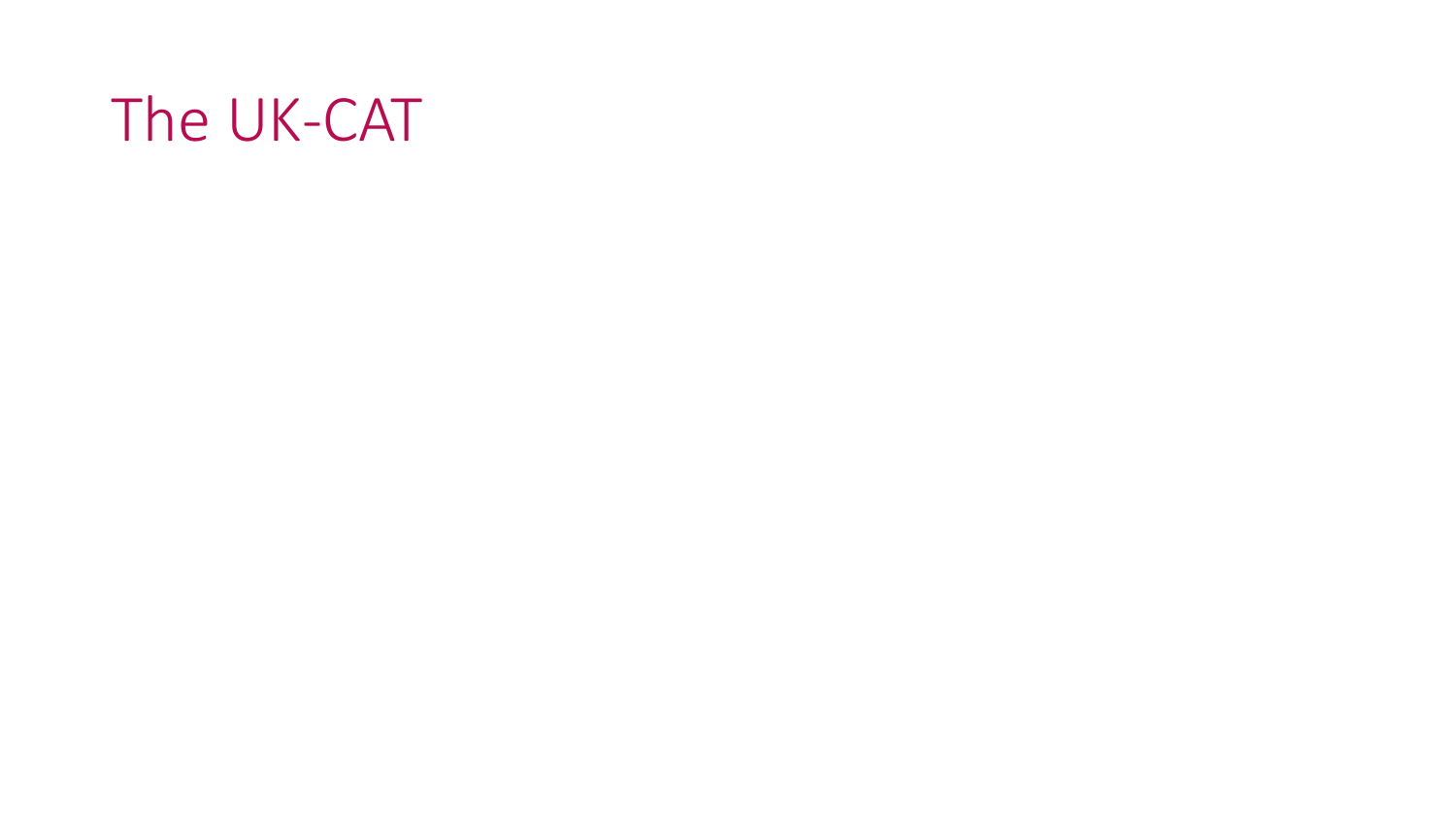# The UK-CAT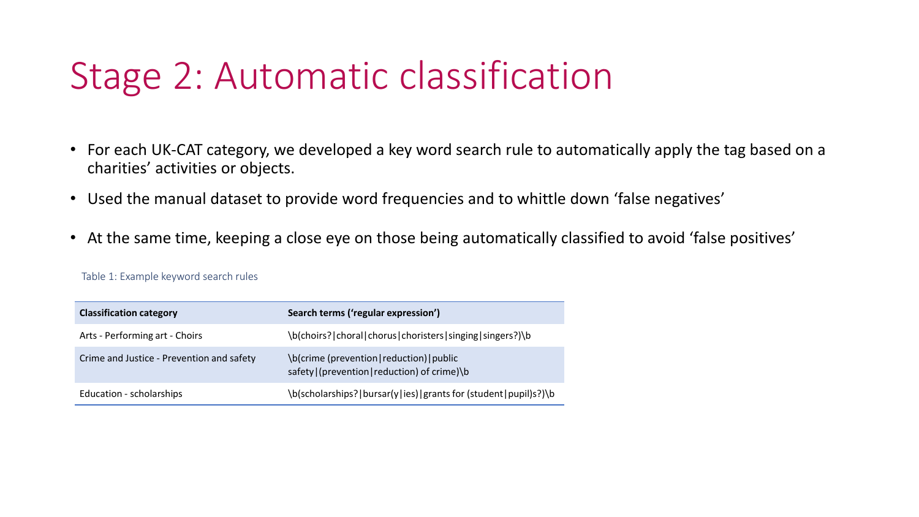# Stage 2: Automatic classification

- For each UK-CAT category, we developed a key word search rule to automatically apply the tag based on a charities' activities or objects.
- Used the manual dataset to provide word frequencies and to whittle down 'false negatives'
- At the same time, keeping a close eye on those being automatically classified to avoid 'false positives'

Table 1: Example keyword search rules

| Classification category | Search terms ('regular expression') |
|---|---|
| Arts - Performing art - Choirs | \b(choirs?\|choral\|chorus\|choristers\|singing\|singers?)\b |
| Crime and Justice - Prevention and safety | \b(crime (prevention\|reduction)\|public safety\|(prevention\|reduction) of crime)\b |
| Education - scholarships | \b(scholarships?\|bursar(y\|ies)\|grants for (student\|pupil)s?)\b |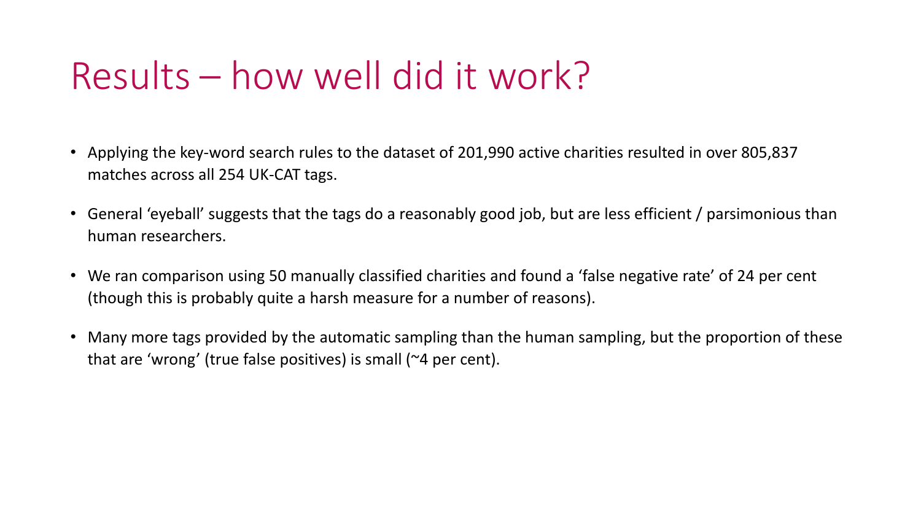# Results – how well did it work?

- Applying the key-word search rules to the dataset of 201,990 active charities resulted in over 805,837 matches across all 254 UK-CAT tags.
- General 'eyeball' suggests that the tags do a reasonably good job, but are less efficient / parsimonious than human researchers.
- We ran comparison using 50 manually classified charities and found a 'false negative rate' of 24 per cent (though this is probably quite a harsh measure for a number of reasons).
- Many more tags provided by the automatic sampling than the human sampling, but the proportion of these that are 'wrong' (true false positives) is small (~4 per cent).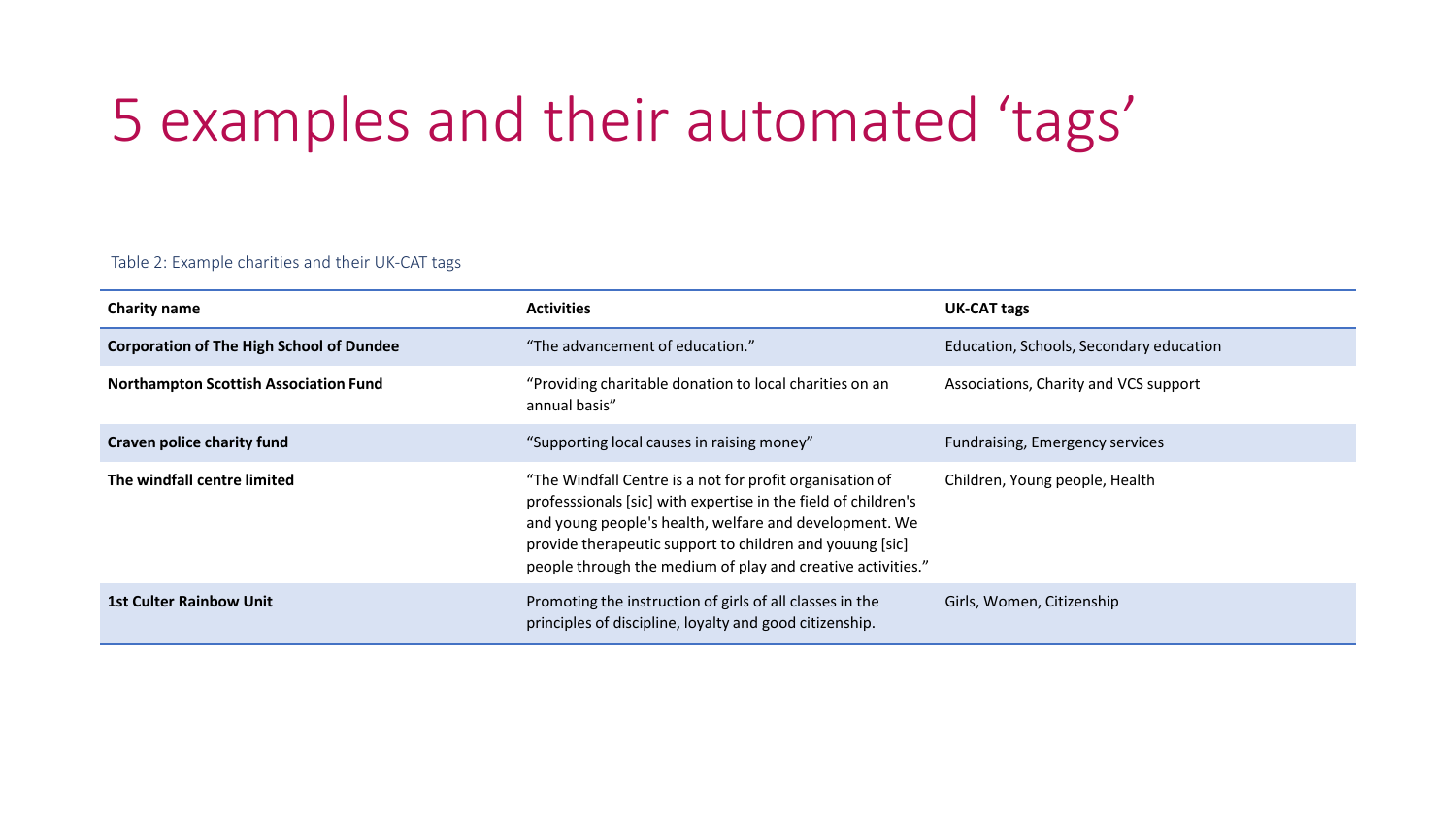# 5 examples and their automated ‘tags’

Table 2: Example charities and their UK-CAT tags

| Charity name | Activities | UK-CAT tags |
| --- | --- | --- |
| **Corporation of The High School of Dundee** | “The advancement of education.” | Education, Schools, Secondary education |
| **Northampton Scottish Association Fund** | “Providing charitable donation to local charities on an annual basis” | Associations, Charity and VCS support |
| **Craven police charity fund** | “Supporting local causes in raising money” | Fundraising, Emergency services |
| **The windfall centre limited** | “The Windfall Centre is a not for profit organisation of professsionals [sic] with expertise in the field of children's and young people's health, welfare and development. We provide therapeutic support to children and youung [sic] people through the medium of play and creative activities.” | Children, Young people, Health |
| **1st Culter Rainbow Unit** | Promoting the instruction of girls of all classes in the principles of discipline, loyalty and good citizenship. | Girls, Women, Citizenship |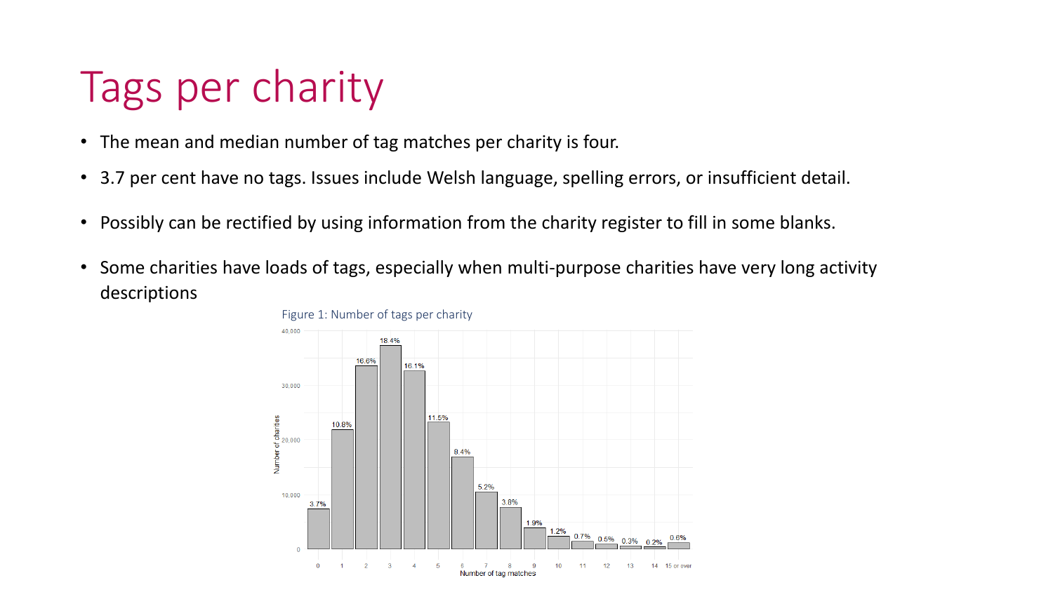# Tags per charity

- The mean and median number of tag matches per charity is four.
- 3.7 per cent have no tags. Issues include Welsh language, spelling errors, or insufficient detail.
- Possibly can be rectified by using information from the charity register to fill in some blanks.
- Some charities have loads of tags, especially when multi-purpose charities have very long activity descriptions

Figure 1: Number of tags per charity

| Number of tag matches | Percentage of charities |
|---|---|
| 0 | 3.7% |
| 1 | 10.8% |
| 2 | 16.6% |
| 3 | 18.4% |
| 4 | 16.1% |
| 5 | 11.5% |
| 6 | 8.4% |
| 7 | 5.2% |
| 8 | 3.8% |
| 9 | 1.9% |
| 10 | 1.2% |
| 11 | 0.7% |
| 12 | 0.5% |
| 13 | 0.3% |
| 14 | 0.2% |
| 15 or over | 0.6% |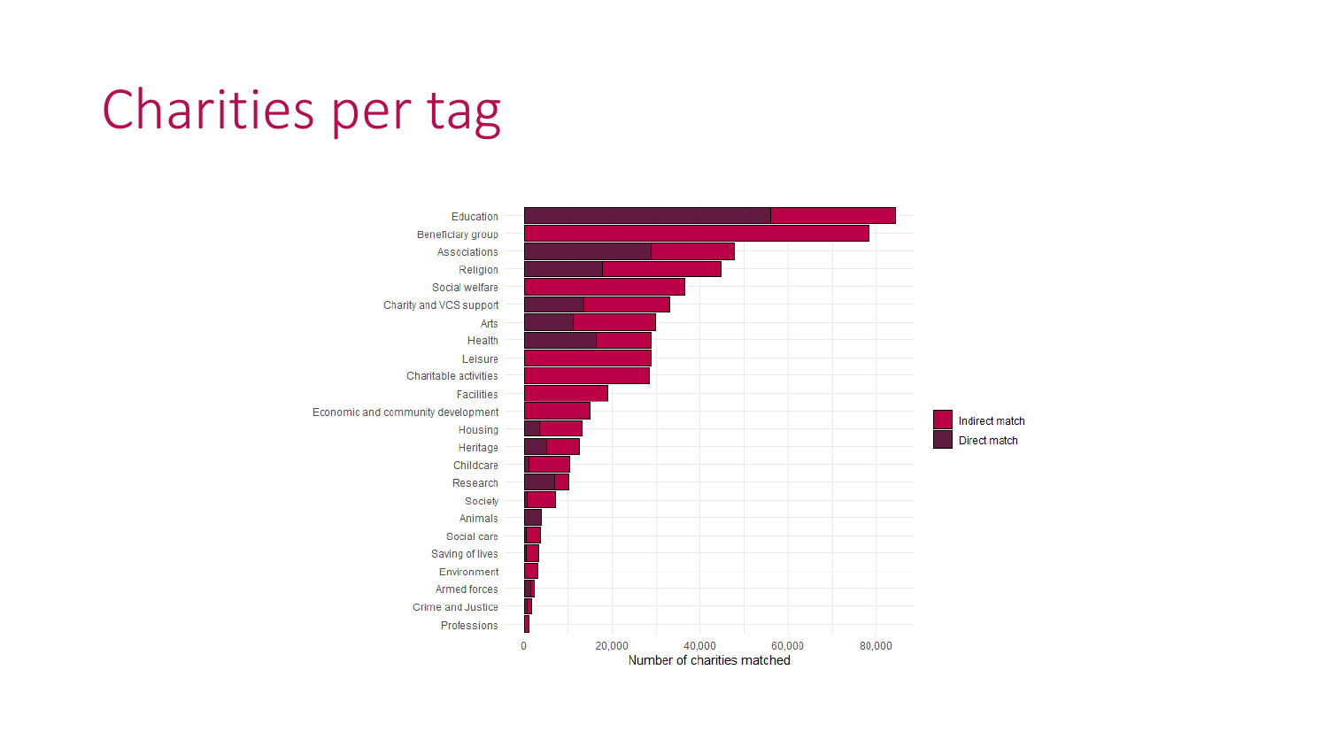# Charities per tag

Education
Beneficiary group
Associations
Religion
Social welfare
Charity and VCS support
Arts
Health
Leisure
Charitable activities
Facilities
Economic and community development
Housing
Heritage
Childcare
Research
Society
Animals
Social care
Saving of lives
Environment
Armed forces
Crime and Justice
Professions

0 20,000 40,000 60,000 80,000

Number of charities matched

Indirect match
Direct match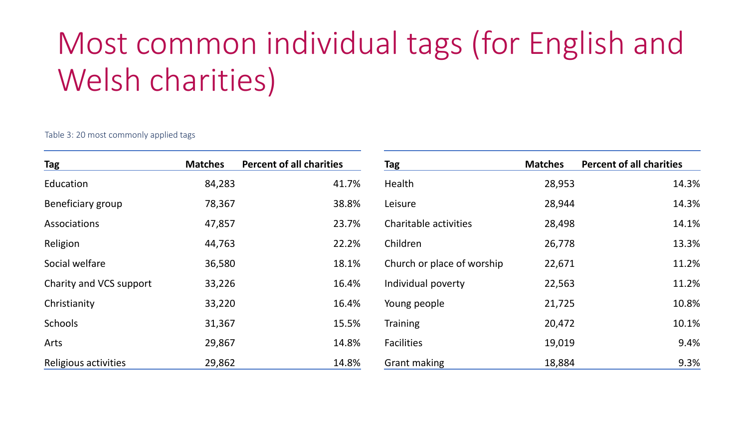# Most common individual tags (for English and Welsh charities)

Table 3: 20 most commonly applied tags

| Tag | Matches | Percent of all charities |
|---|---|---|
| Education | 84,283 | 41.7% |
| Beneficiary group | 78,367 | 38.8% |
| Associations | 47,857 | 23.7% |
| Religion | 44,763 | 22.2% |
| Social welfare | 36,580 | 18.1% |
| Charity and VCS support | 33,226 | 16.4% |
| Christianity | 33,220 | 16.4% |
| Schools | 31,367 | 15.5% |
| Arts | 29,867 | 14.8% |
| Religious activities | 29,862 | 14.8% |

| Tag | Matches | Percent of all charities |
|---|---|---|
| Health | 28,953 | 14.3% |
| Leisure | 28,944 | 14.3% |
| Charitable activities | 28,498 | 14.1% |
| Children | 26,778 | 13.3% |
| Church or place of worship | 22,671 | 11.2% |
| Individual poverty | 22,563 | 11.2% |
| Young people | 21,725 | 10.8% |
| Training | 20,472 | 10.1% |
| Facilities | 19,019 | 9.4% |
| Grant making | 18,884 | 9.3% |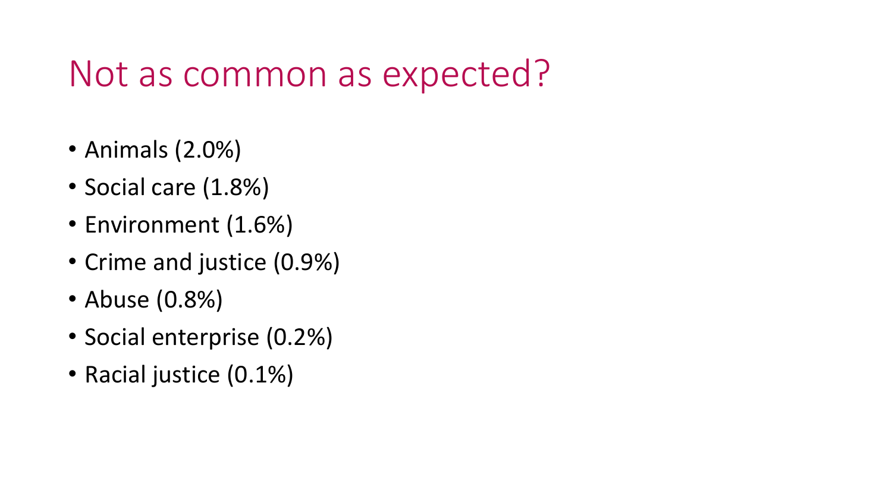# Not as common as expected?

- Animals (2.0%)
- Social care (1.8%)
- Environment (1.6%)
- Crime and justice (0.9%)
- Abuse (0.8%)
- Social enterprise (0.2%)
- Racial justice (0.1%)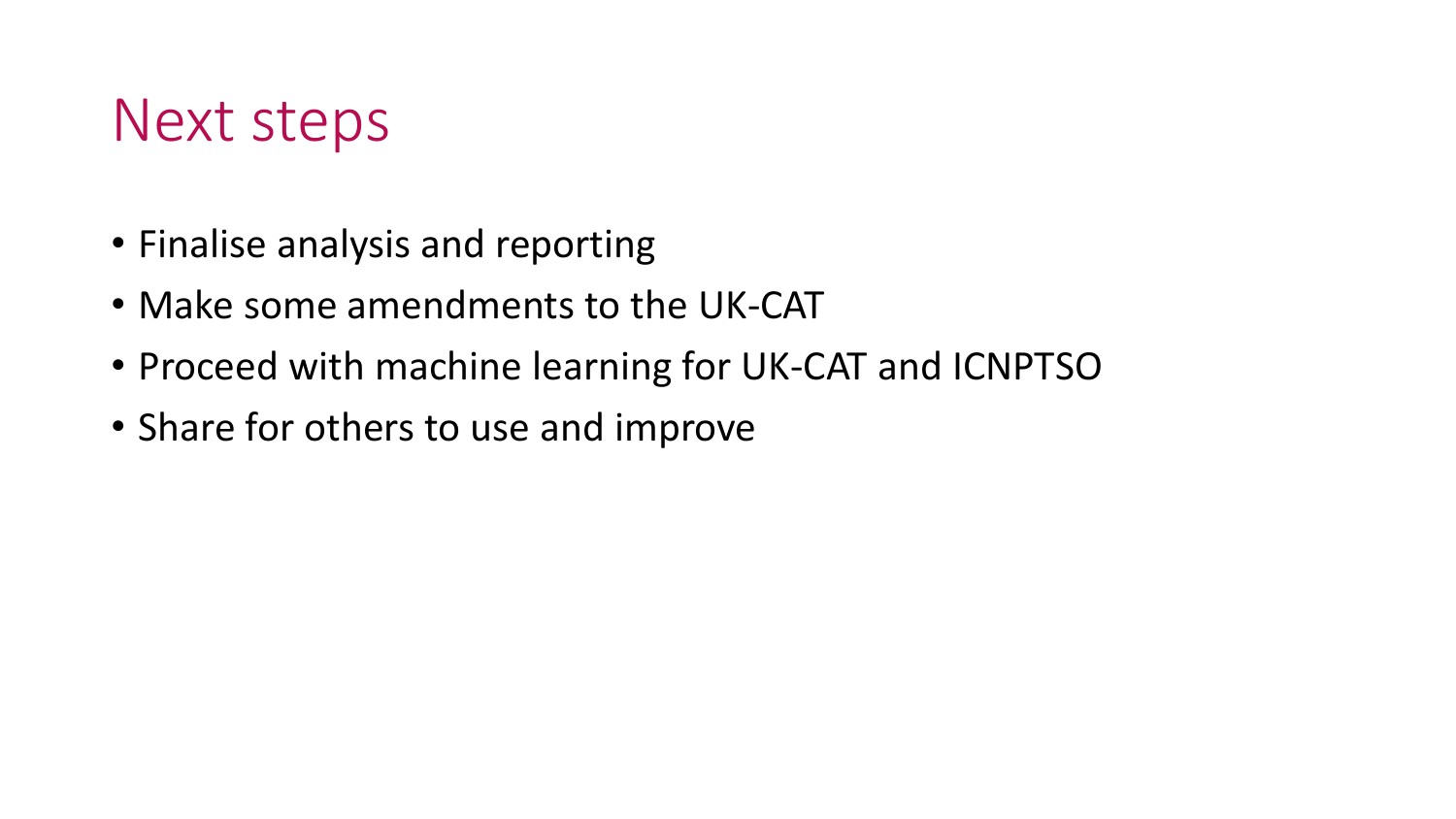# Next steps

- Finalise analysis and reporting
- Make some amendments to the UK-CAT
- Proceed with machine learning for UK-CAT and ICNPTSO
- Share for others to use and improve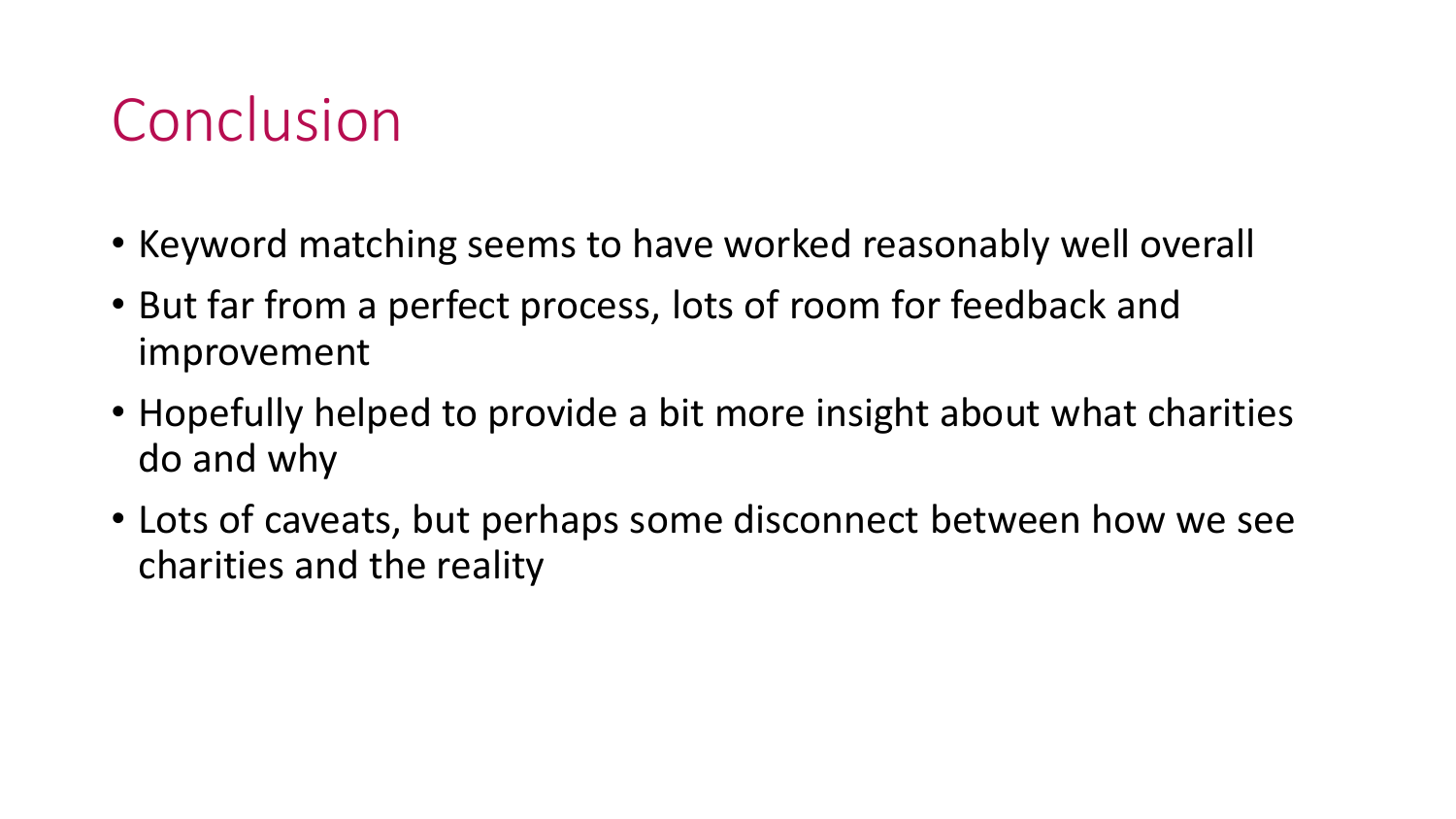# Conclusion

- Keyword matching seems to have worked reasonably well overall
- But far from a perfect process, lots of room for feedback and improvement
- Hopefully helped to provide a bit more insight about what charities do and why
- Lots of caveats, but perhaps some disconnect between how we see charities and the reality